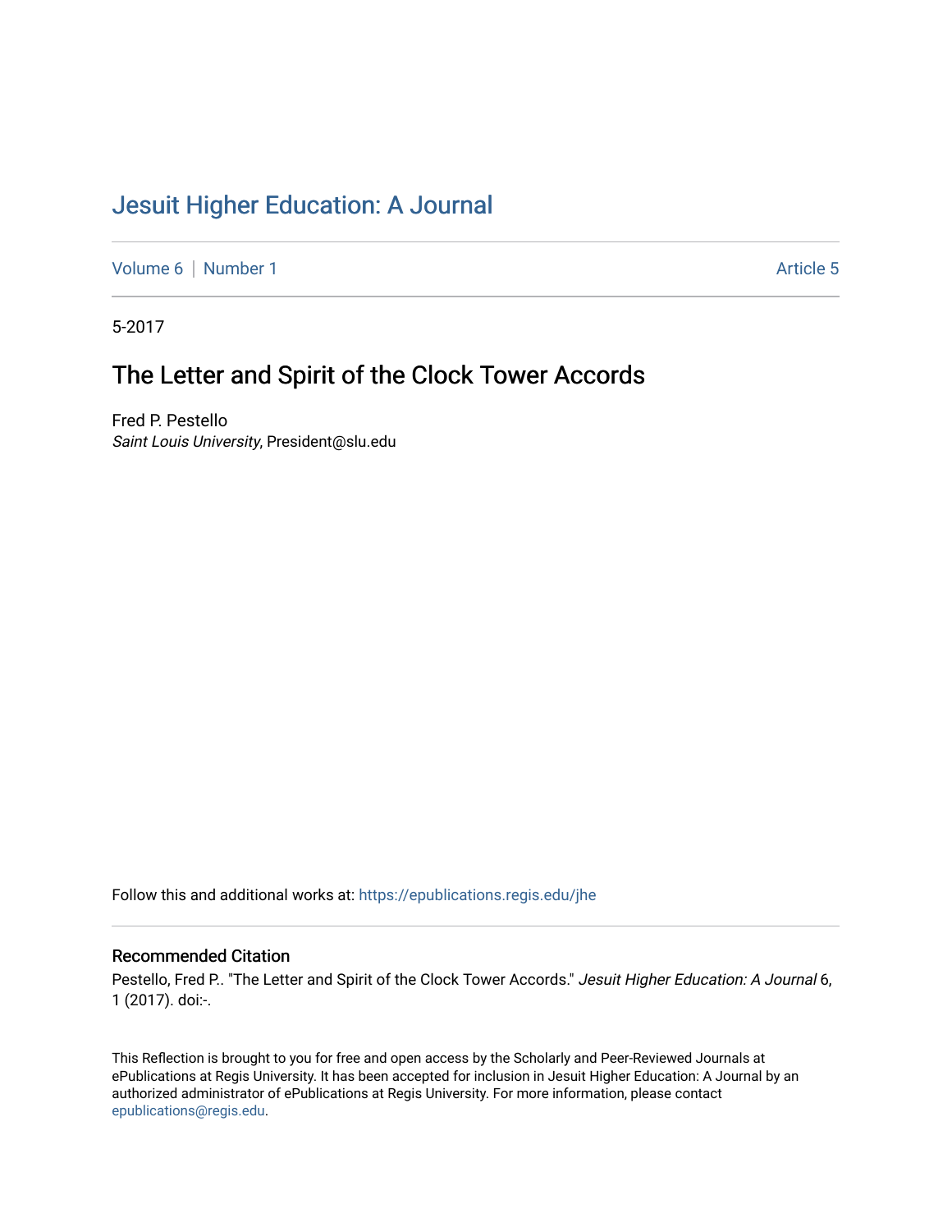# Jesuit Higher Education: A Journal

Volume 6 | Number 1 | Article 5

5-2017

## The Letter and Spirit of the Clock Tower Accords

Fred P. Pestello
*Saint Louis University*, President@slu.edu

Follow this and additional works at: https://epublications.regis.edu/jhe

### Recommended Citation

Pestello, Fred P.. "The Letter and Spirit of the Clock Tower Accords." *Jesuit Higher Education: A Journal* 6, 1 (2017). doi:-.

This Reflection is brought to you for free and open access by the Scholarly and Peer-Reviewed Journals at ePublications at Regis University. It has been accepted for inclusion in Jesuit Higher Education: A Journal by an authorized administrator of ePublications at Regis University. For more information, please contact epublications@regis.edu.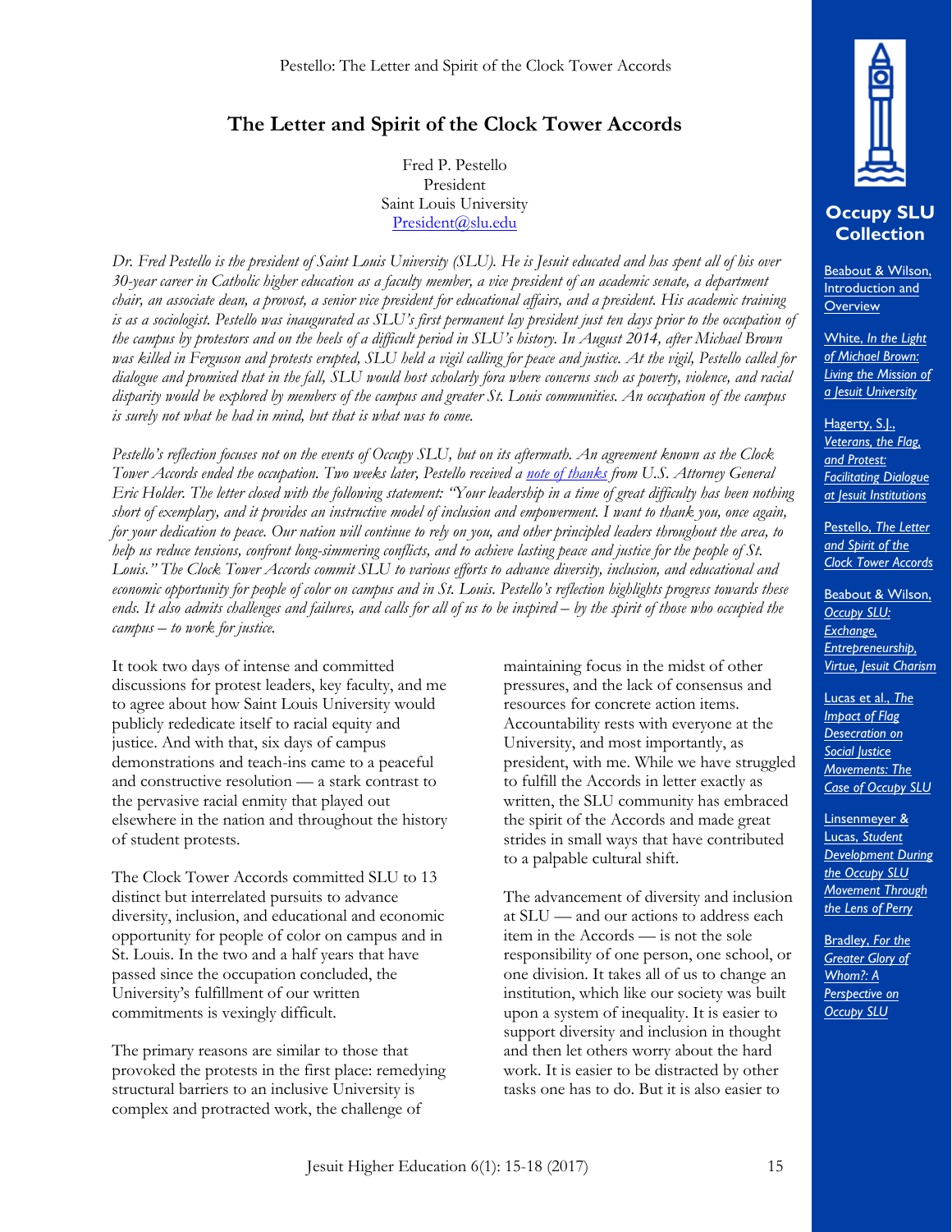# The Letter and Spirit of the Clock Tower Accords

Fred P. Pestello
President
Saint Louis University
President@slu.edu

*Dr. Fred Pestello is the president of Saint Louis University (SLU). He is Jesuit educated and has spent all of his over 30-year career in Catholic higher education as a faculty member, a vice president of an academic senate, a department chair, an associate dean, a provost, a senior vice president for educational affairs, and a president. His academic training is as a sociologist. Pestello was inaugurated as SLU's first permanent lay president just ten days prior to the occupation of the campus by protestors and on the heels of a difficult period in SLU's history. In August 2014, after Michael Brown was killed in Ferguson and protests erupted, SLU held a vigil calling for peace and justice. At the vigil, Pestello called for dialogue and promised that in the fall, SLU would host scholarly fora where concerns such as poverty, violence, and racial disparity would be explored by members of the campus and greater St. Louis communities. An occupation of the campus is surely not what he had in mind, but that is what was to come.*

*Pestello's reflection focuses not on the events of Occupy SLU, but on its aftermath. An agreement known as the Clock Tower Accords ended the occupation. Two weeks later, Pestello received a note of thanks from U.S. Attorney General Eric Holder. The letter closed with the following statement: "Your leadership in a time of great difficulty has been nothing short of exemplary, and it provides an instructive model of inclusion and empowerment. I want to thank you, once again, for your dedication to peace. Our nation will continue to rely on you, and other principled leaders throughout the area, to help us reduce tensions, confront long-simmering conflicts, and to achieve lasting peace and justice for the people of St. Louis." The Clock Tower Accords commit SLU to various efforts to advance diversity, inclusion, and educational and economic opportunity for people of color on campus and in St. Louis. Pestello's reflection highlights progress towards these ends. It also admits challenges and failures, and calls for all of us to be inspired – by the spirit of those who occupied the campus – to work for justice.*

It took two days of intense and committed discussions for protest leaders, key faculty, and me to agree about how Saint Louis University would publicly rededicate itself to racial equity and justice. And with that, six days of campus demonstrations and teach-ins came to a peaceful and constructive resolution — a stark contrast to the pervasive racial enmity that played out elsewhere in the nation and throughout the history of student protests.

The Clock Tower Accords committed SLU to 13 distinct but interrelated pursuits to advance diversity, inclusion, and educational and economic opportunity for people of color on campus and in St. Louis. In the two and a half years that have passed since the occupation concluded, the University's fulfillment of our written commitments is vexingly difficult.

The primary reasons are similar to those that provoked the protests in the first place: remedying structural barriers to an inclusive University is complex and protracted work, the challenge of maintaining focus in the midst of other pressures, and the lack of consensus and resources for concrete action items. Accountability rests with everyone at the University, and most importantly, as president, with me. While we have struggled to fulfill the Accords in letter exactly as written, the SLU community has embraced the spirit of the Accords and made great strides in small ways that have contributed to a palpable cultural shift.

The advancement of diversity and inclusion at SLU — and our actions to address each item in the Accords — is not the sole responsibility of one person, one school, or one division. It takes all of us to change an institution, which like our society was built upon a system of inequality. It is easier to support diversity and inclusion in thought and then let others worry about the hard work. It is easier to be distracted by other tasks one has to do. But it is also easier to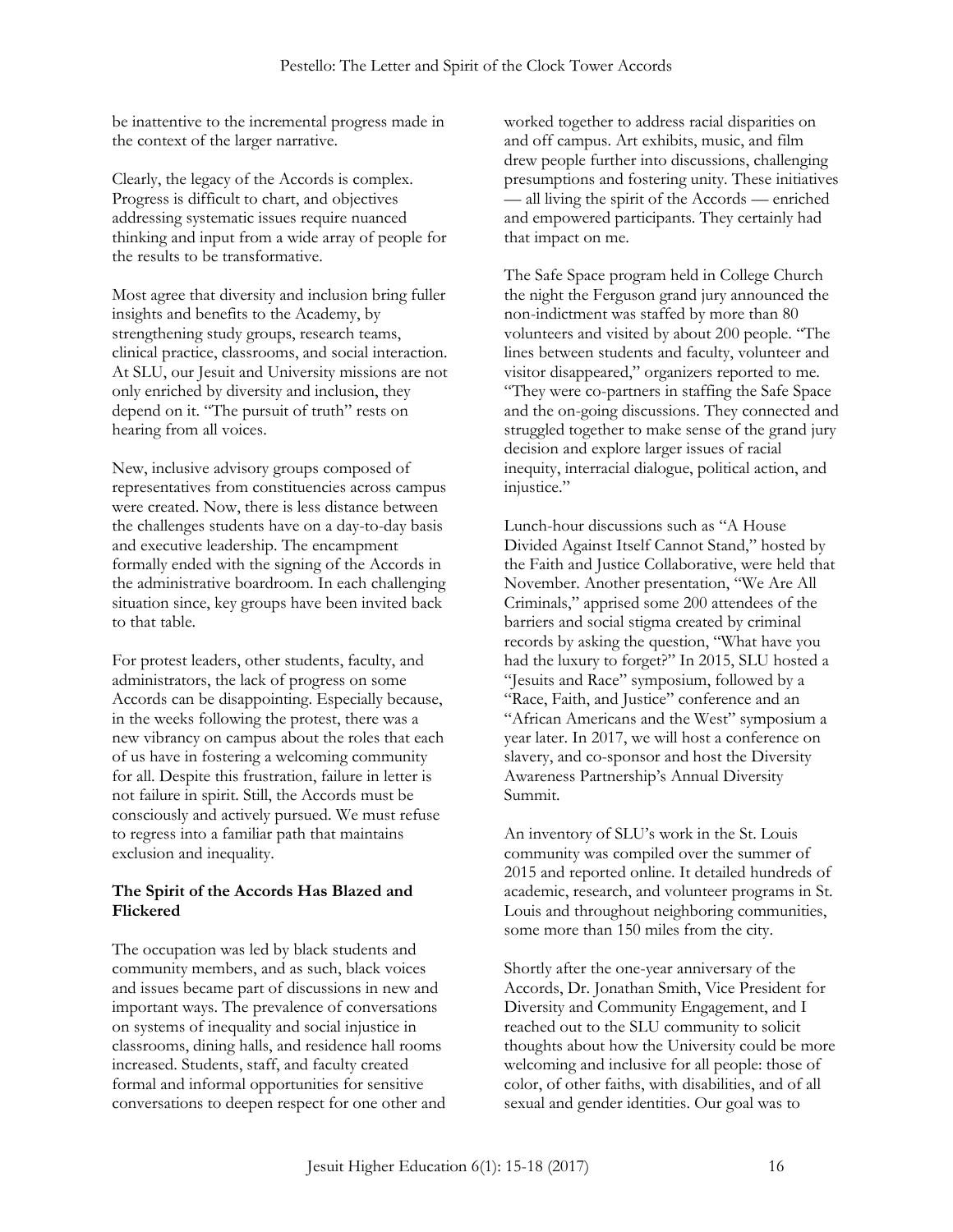be inattentive to the incremental progress made in the context of the larger narrative.

Clearly, the legacy of the Accords is complex. Progress is difficult to chart, and objectives addressing systematic issues require nuanced thinking and input from a wide array of people for the results to be transformative.

Most agree that diversity and inclusion bring fuller insights and benefits to the Academy, by strengthening study groups, research teams, clinical practice, classrooms, and social interaction. At SLU, our Jesuit and University missions are not only enriched by diversity and inclusion, they depend on it. "The pursuit of truth" rests on hearing from all voices.

New, inclusive advisory groups composed of representatives from constituencies across campus were created. Now, there is less distance between the challenges students have on a day-to-day basis and executive leadership. The encampment formally ended with the signing of the Accords in the administrative boardroom. In each challenging situation since, key groups have been invited back to that table.

For protest leaders, other students, faculty, and administrators, the lack of progress on some Accords can be disappointing. Especially because, in the weeks following the protest, there was a new vibrancy on campus about the roles that each of us have in fostering a welcoming community for all. Despite this frustration, failure in letter is not failure in spirit. Still, the Accords must be consciously and actively pursued. We must refuse to regress into a familiar path that maintains exclusion and inequality.

**The Spirit of the Accords Has Blazed and Flickered**

The occupation was led by black students and community members, and as such, black voices and issues became part of discussions in new and important ways. The prevalence of conversations on systems of inequality and social injustice in classrooms, dining halls, and residence hall rooms increased. Students, staff, and faculty created formal and informal opportunities for sensitive conversations to deepen respect for one other and worked together to address racial disparities on and off campus. Art exhibits, music, and film drew people further into discussions, challenging presumptions and fostering unity. These initiatives — all living the spirit of the Accords — enriched and empowered participants. They certainly had that impact on me.

The Safe Space program held in College Church the night the Ferguson grand jury announced the non-indictment was staffed by more than 80 volunteers and visited by about 200 people. "The lines between students and faculty, volunteer and visitor disappeared," organizers reported to me. "They were co-partners in staffing the Safe Space and the on-going discussions. They connected and struggled together to make sense of the grand jury decision and explore larger issues of racial inequity, interracial dialogue, political action, and injustice."

Lunch-hour discussions such as "A House Divided Against Itself Cannot Stand," hosted by the Faith and Justice Collaborative, were held that November. Another presentation, "We Are All Criminals," apprised some 200 attendees of the barriers and social stigma created by criminal records by asking the question, "What have you had the luxury to forget?" In 2015, SLU hosted a "Jesuits and Race" symposium, followed by a "Race, Faith, and Justice" conference and an "African Americans and the West" symposium a year later. In 2017, we will host a conference on slavery, and co-sponsor and host the Diversity Awareness Partnership's Annual Diversity Summit.

An inventory of SLU's work in the St. Louis community was compiled over the summer of 2015 and reported online. It detailed hundreds of academic, research, and volunteer programs in St. Louis and throughout neighboring communities, some more than 150 miles from the city.

Shortly after the one-year anniversary of the Accords, Dr. Jonathan Smith, Vice President for Diversity and Community Engagement, and I reached out to the SLU community to solicit thoughts about how the University could be more welcoming and inclusive for all people: those of color, of other faiths, with disabilities, and of all sexual and gender identities. Our goal was to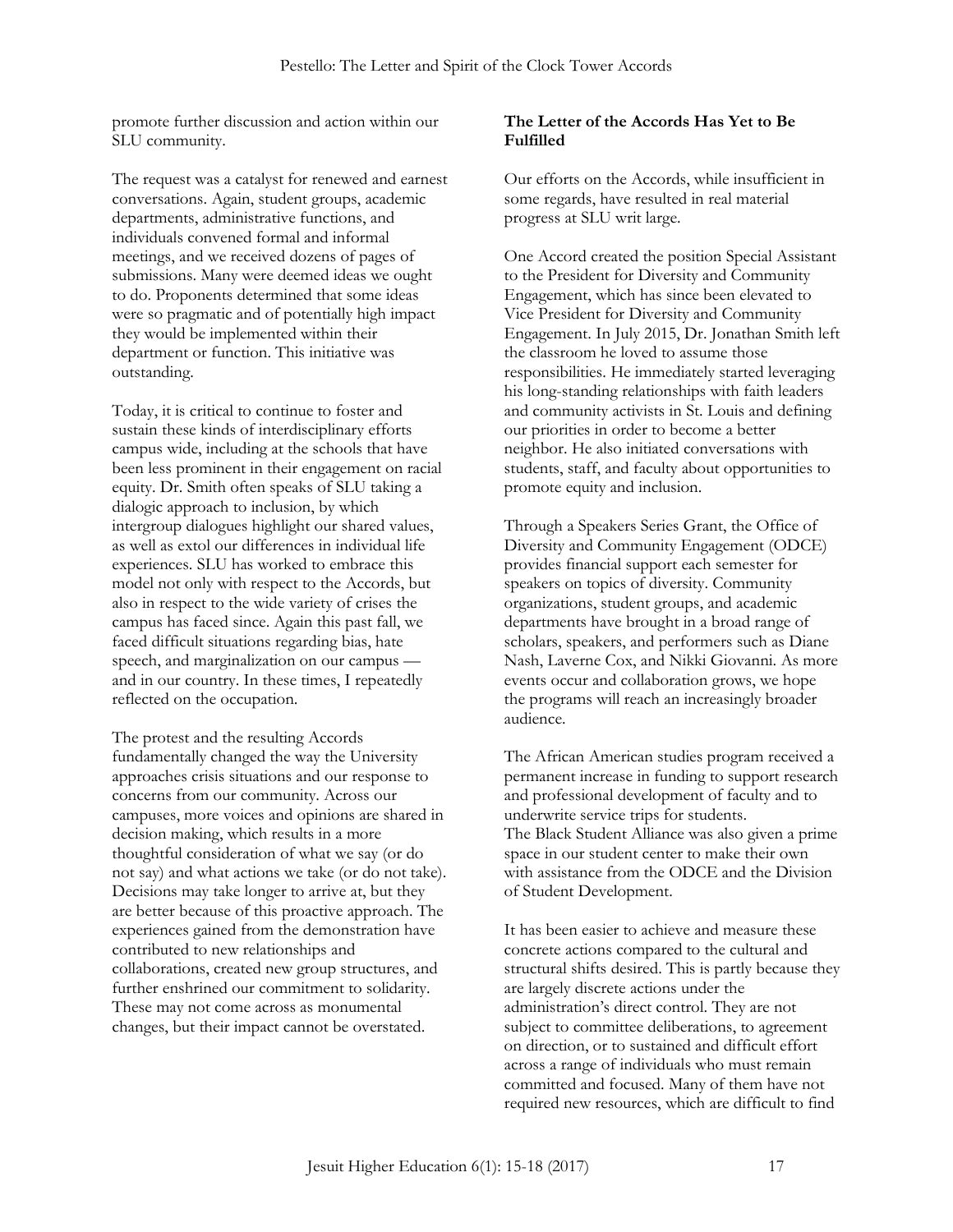promote further discussion and action within our SLU community.

The request was a catalyst for renewed and earnest conversations. Again, student groups, academic departments, administrative functions, and individuals convened formal and informal meetings, and we received dozens of pages of submissions. Many were deemed ideas we ought to do. Proponents determined that some ideas were so pragmatic and of potentially high impact they would be implemented within their department or function. This initiative was outstanding.

Today, it is critical to continue to foster and sustain these kinds of interdisciplinary efforts campus wide, including at the schools that have been less prominent in their engagement on racial equity. Dr. Smith often speaks of SLU taking a dialogic approach to inclusion, by which intergroup dialogues highlight our shared values, as well as extol our differences in individual life experiences. SLU has worked to embrace this model not only with respect to the Accords, but also in respect to the wide variety of crises the campus has faced since. Again this past fall, we faced difficult situations regarding bias, hate speech, and marginalization on our campus — and in our country. In these times, I repeatedly reflected on the occupation.

The protest and the resulting Accords fundamentally changed the way the University approaches crisis situations and our response to concerns from our community. Across our campuses, more voices and opinions are shared in decision making, which results in a more thoughtful consideration of what we say (or do not say) and what actions we take (or do not take). Decisions may take longer to arrive at, but they are better because of this proactive approach. The experiences gained from the demonstration have contributed to new relationships and collaborations, created new group structures, and further enshrined our commitment to solidarity. These may not come across as monumental changes, but their impact cannot be overstated.

**The Letter of the Accords Has Yet to Be Fulfilled**

Our efforts on the Accords, while insufficient in some regards, have resulted in real material progress at SLU writ large.

One Accord created the position Special Assistant to the President for Diversity and Community Engagement, which has since been elevated to Vice President for Diversity and Community Engagement. In July 2015, Dr. Jonathan Smith left the classroom he loved to assume those responsibilities. He immediately started leveraging his long-standing relationships with faith leaders and community activists in St. Louis and defining our priorities in order to become a better neighbor. He also initiated conversations with students, staff, and faculty about opportunities to promote equity and inclusion.

Through a Speakers Series Grant, the Office of Diversity and Community Engagement (ODCE) provides financial support each semester for speakers on topics of diversity. Community organizations, student groups, and academic departments have brought in a broad range of scholars, speakers, and performers such as Diane Nash, Laverne Cox, and Nikki Giovanni. As more events occur and collaboration grows, we hope the programs will reach an increasingly broader audience.

The African American studies program received a permanent increase in funding to support research and professional development of faculty and to underwrite service trips for students.
The Black Student Alliance was also given a prime space in our student center to make their own with assistance from the ODCE and the Division of Student Development.

It has been easier to achieve and measure these concrete actions compared to the cultural and structural shifts desired. This is partly because they are largely discrete actions under the administration's direct control. They are not subject to committee deliberations, to agreement on direction, or to sustained and difficult effort across a range of individuals who must remain committed and focused. Many of them have not required new resources, which are difficult to find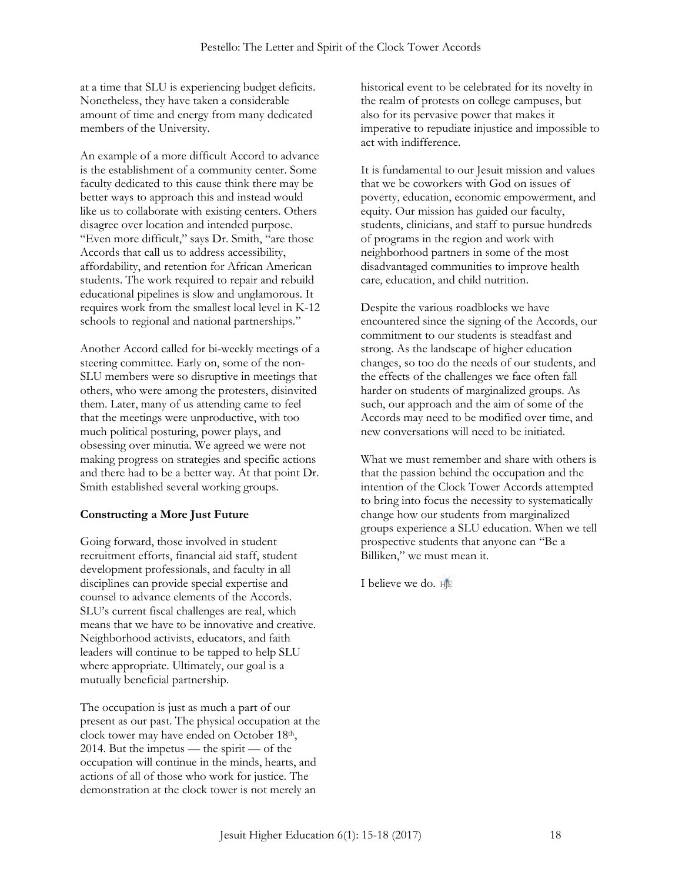at a time that SLU is experiencing budget deficits. Nonetheless, they have taken a considerable amount of time and energy from many dedicated members of the University.

An example of a more difficult Accord to advance is the establishment of a community center. Some faculty dedicated to this cause think there may be better ways to approach this and instead would like us to collaborate with existing centers. Others disagree over location and intended purpose. "Even more difficult," says Dr. Smith, "are those Accords that call us to address accessibility, affordability, and retention for African American students. The work required to repair and rebuild educational pipelines is slow and unglamorous. It requires work from the smallest local level in K-12 schools to regional and national partnerships."

Another Accord called for bi-weekly meetings of a steering committee. Early on, some of the non-SLU members were so disruptive in meetings that others, who were among the protesters, disinvited them. Later, many of us attending came to feel that the meetings were unproductive, with too much political posturing, power plays, and obsessing over minutia. We agreed we were not making progress on strategies and specific actions and there had to be a better way. At that point Dr. Smith established several working groups.

**Constructing a More Just Future**

Going forward, those involved in student recruitment efforts, financial aid staff, student development professionals, and faculty in all disciplines can provide special expertise and counsel to advance elements of the Accords. SLU's current fiscal challenges are real, which means that we have to be innovative and creative. Neighborhood activists, educators, and faith leaders will continue to be tapped to help SLU where appropriate. Ultimately, our goal is a mutually beneficial partnership.

The occupation is just as much a part of our present as our past. The physical occupation at the clock tower may have ended on October 18th, 2014. But the impetus — the spirit — of the occupation will continue in the minds, hearts, and actions of all of those who work for justice. The demonstration at the clock tower is not merely an historical event to be celebrated for its novelty in the realm of protests on college campuses, but also for its pervasive power that makes it imperative to repudiate injustice and impossible to act with indifference.

It is fundamental to our Jesuit mission and values that we be coworkers with God on issues of poverty, education, economic empowerment, and equity. Our mission has guided our faculty, students, clinicians, and staff to pursue hundreds of programs in the region and work with neighborhood partners in some of the most disadvantaged communities to improve health care, education, and child nutrition.

Despite the various roadblocks we have encountered since the signing of the Accords, our commitment to our students is steadfast and strong. As the landscape of higher education changes, so too do the needs of our students, and the effects of the challenges we face often fall harder on students of marginalized groups. As such, our approach and the aim of some of the Accords may need to be modified over time, and new conversations will need to be initiated.

What we must remember and share with others is that the passion behind the occupation and the intention of the Clock Tower Accords attempted to bring into focus the necessity to systematically change how our students from marginalized groups experience a SLU education. When we tell prospective students that anyone can "Be a Billiken," we must mean it.

I believe we do.